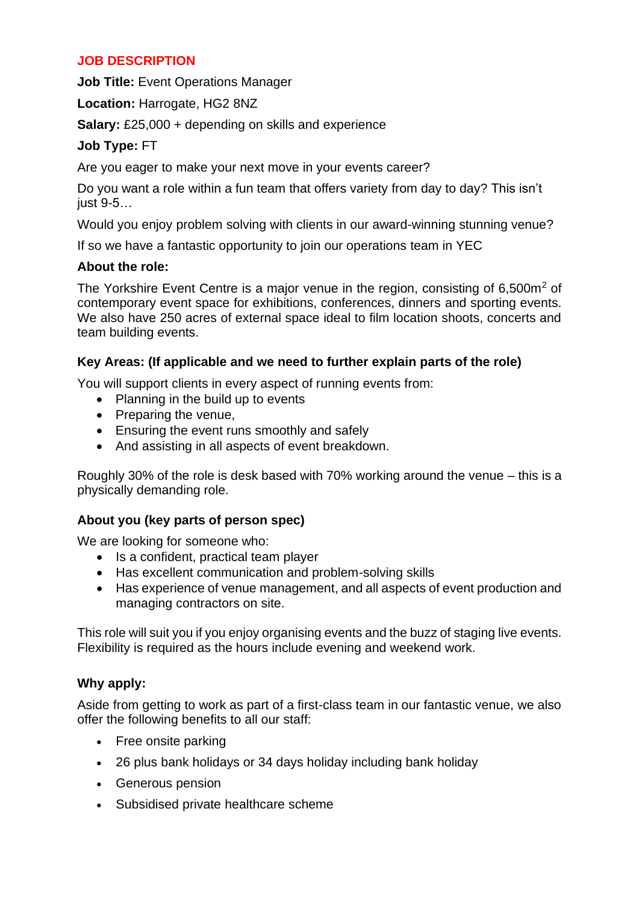## JOB DESCRIPTION

**Job Title:** Event Operations Manager

**Location:** Harrogate, HG2 8NZ

**Salary:** £25,000 + depending on skills and experience

**Job Type:** FT

Are you eager to make your next move in your events career?

Do you want a role within a fun team that offers variety from day to day? This isn't just 9-5…

Would you enjoy problem solving with clients in our award-winning stunning venue?

If so we have a fantastic opportunity to join our operations team in YEC

### About the role:

The Yorkshire Event Centre is a major venue in the region, consisting of 6,500m$^2$ of contemporary event space for exhibitions, conferences, dinners and sporting events. We also have 250 acres of external space ideal to film location shoots, concerts and team building events.

### Key Areas: (If applicable and we need to further explain parts of the role)

You will support clients in every aspect of running events from:

- Planning in the build up to events
- Preparing the venue,
- Ensuring the event runs smoothly and safely
- And assisting in all aspects of event breakdown.

Roughly 30% of the role is desk based with 70% working around the venue – this is a physically demanding role.

### About you (key parts of person spec)

We are looking for someone who:

- Is a confident, practical team player
- Has excellent communication and problem-solving skills
- Has experience of venue management, and all aspects of event production and managing contractors on site.

This role will suit you if you enjoy organising events and the buzz of staging live events. Flexibility is required as the hours include evening and weekend work.

### Why apply:

Aside from getting to work as part of a first-class team in our fantastic venue, we also offer the following benefits to all our staff:

- Free onsite parking
- 26 plus bank holidays or 34 days holiday including bank holiday
- Generous pension
- Subsidised private healthcare scheme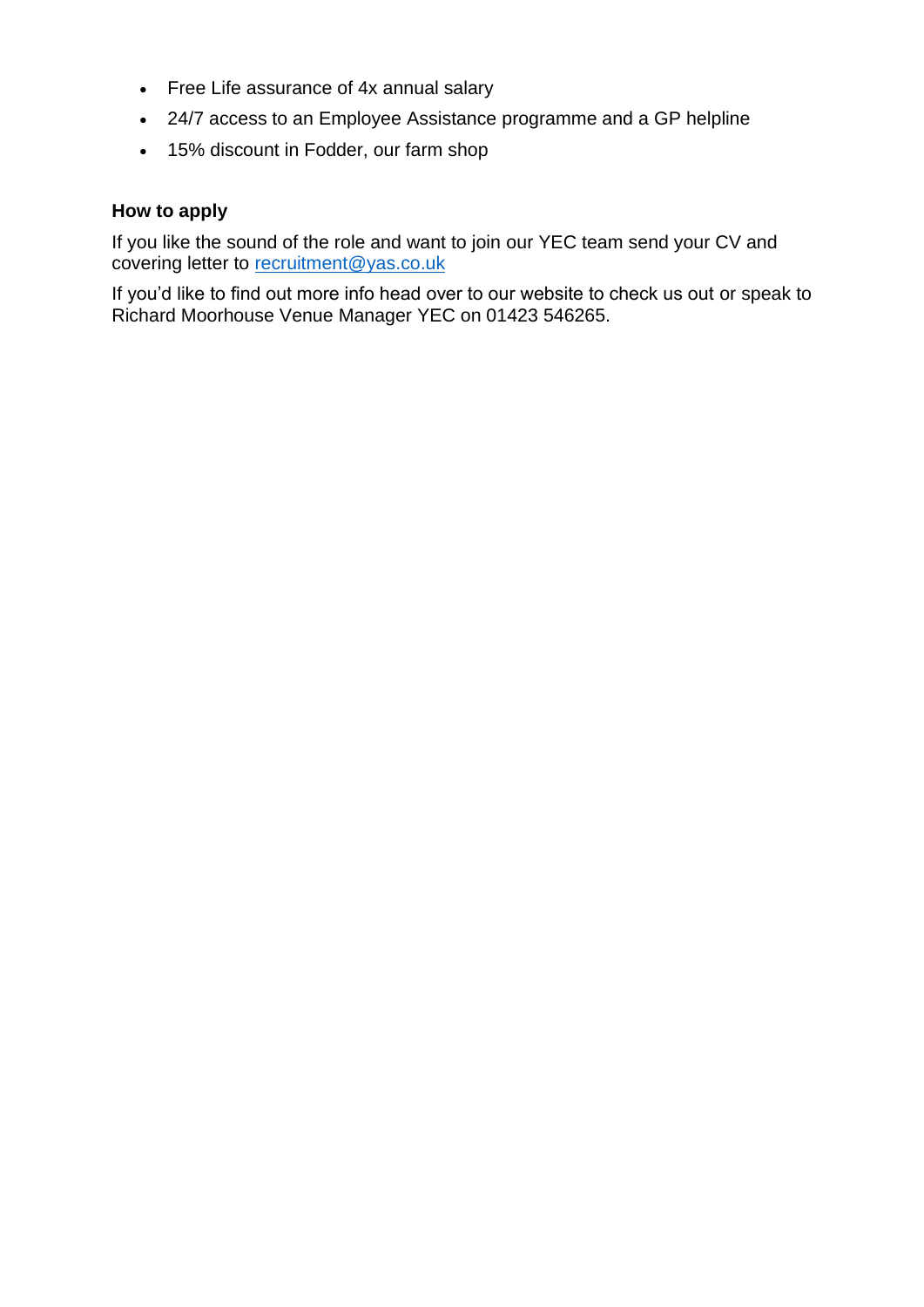- Free Life assurance of 4x annual salary
- 24/7 access to an Employee Assistance programme and a GP helpline
- 15% discount in Fodder, our farm shop

**How to apply**

If you like the sound of the role and want to join our YEC team send your CV and covering letter to recruitment@yas.co.uk

If you'd like to find out more info head over to our website to check us out or speak to Richard Moorhouse Venue Manager YEC on 01423 546265.